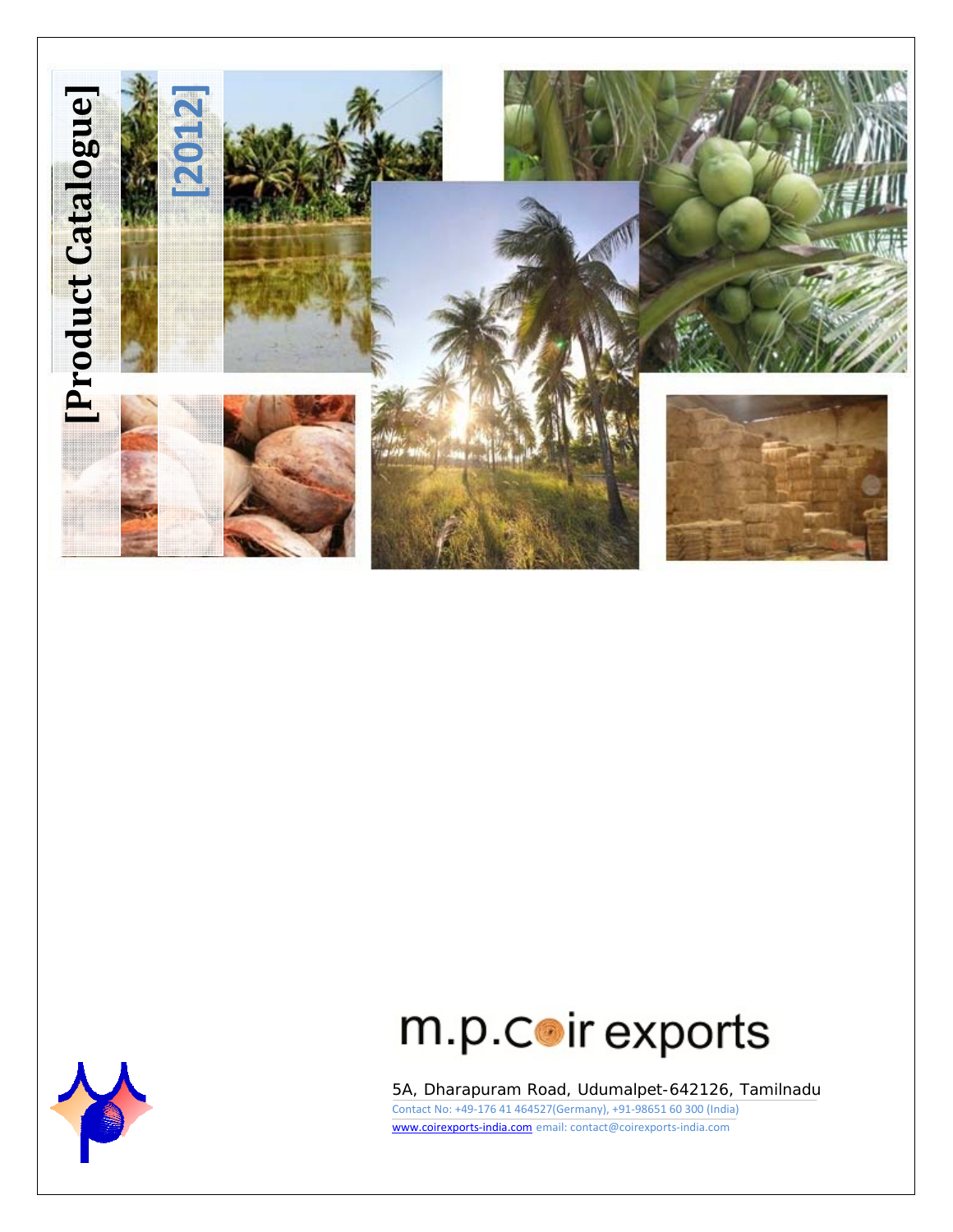# [Product Catalogue]

## [2012]

# m.p.coir exports

5A, Dharapuram Road, Udumalpet-642126, Tamilnadu

Contact No: +49-176 41 464527(Germany), +91-98651 60 300 (India)

www.coirexports-india.com email: contact@coirexports-india.com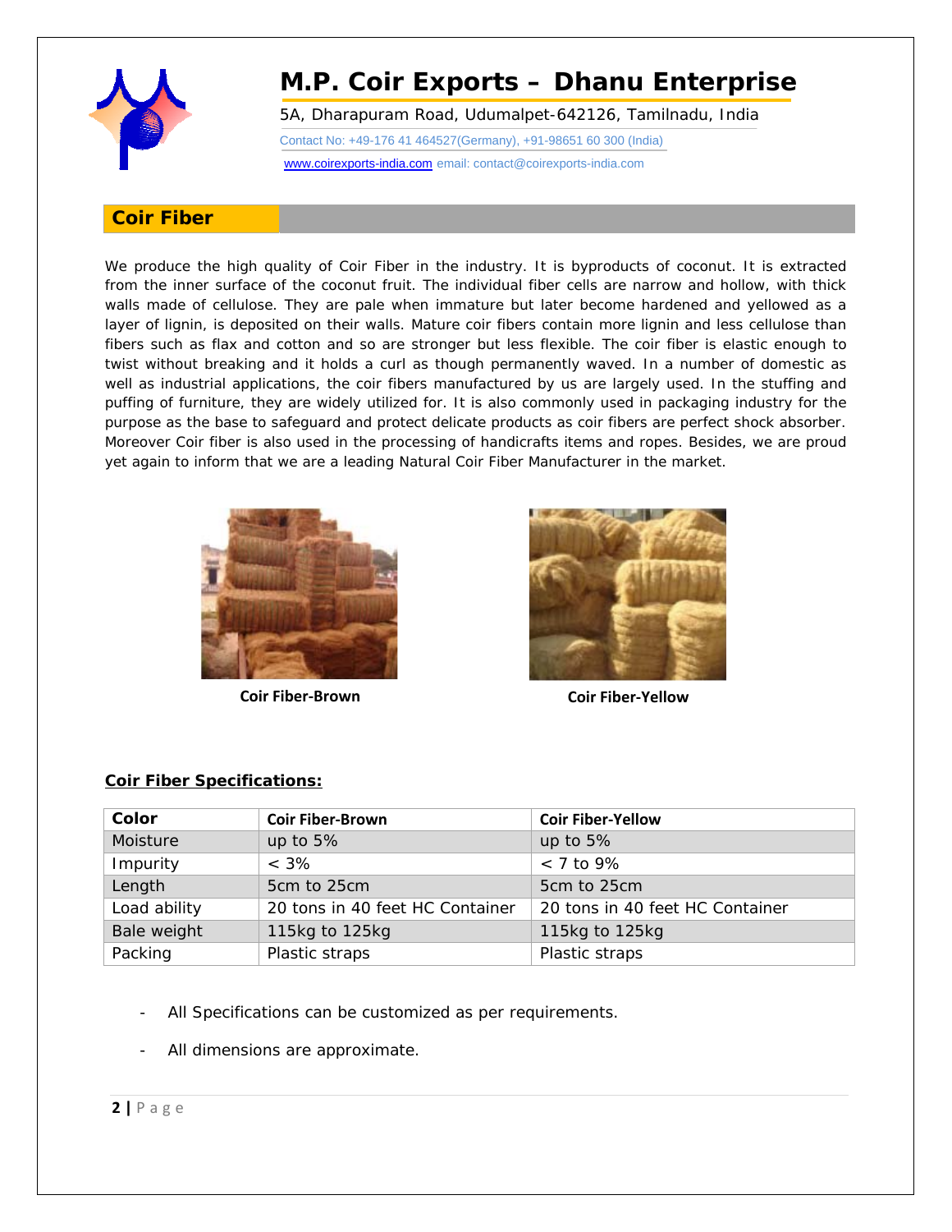# M.P. Coir Exports – Dhanu Enterprise

5A, Dharapuram Road, Udumalpet-642126, Tamilnadu, India

Contact No: +49-176 41 464527(Germany), +91-98651 60 300 (India)

www.coirexports-india.com email: contact@coirexports-india.com

## Coir Fiber

We produce the high quality of Coir Fiber in the industry. It is byproducts of coconut. It is extracted from the inner surface of the coconut fruit. The individual fiber cells are narrow and hollow, with thick walls made of cellulose. They are pale when immature but later become hardened and yellowed as a layer of lignin, is deposited on their walls. Mature coir fibers contain more lignin and less cellulose than fibers such as flax and cotton and so are stronger but less flexible. The coir fiber is elastic enough to twist without breaking and it holds a curl as though permanently waved. In a number of domestic as well as industrial applications, the coir fibers manufactured by us are largely used. In the stuffing and puffing of furniture, they are widely utilized for. It is also commonly used in packaging industry for the purpose as the base to safeguard and protect delicate products as coir fibers are perfect shock absorber. Moreover Coir fiber is also used in the processing of handicrafts items and ropes. Besides, we are proud yet again to inform that we are a leading Natural Coir Fiber Manufacturer in the market.

**Coir Fiber-Brown**

**Coir Fiber-Yellow**

**Coir Fiber Specifications:**

| Color | Coir Fiber-Brown | Coir Fiber-Yellow |
|---|---|---|
| Moisture | up to 5% | up to 5% |
| Impurity | < 3% | < 7 to 9% |
| Length | 5cm to 25cm | 5cm to 25cm |
| Load ability | 20 tons in 40 feet HC Container | 20 tons in 40 feet HC Container |
| Bale weight | 115kg to 125kg | 115kg to 125kg |
| Packing | Plastic straps | Plastic straps |

- All Specifications can be customized as per requirements.
- All dimensions are approximate.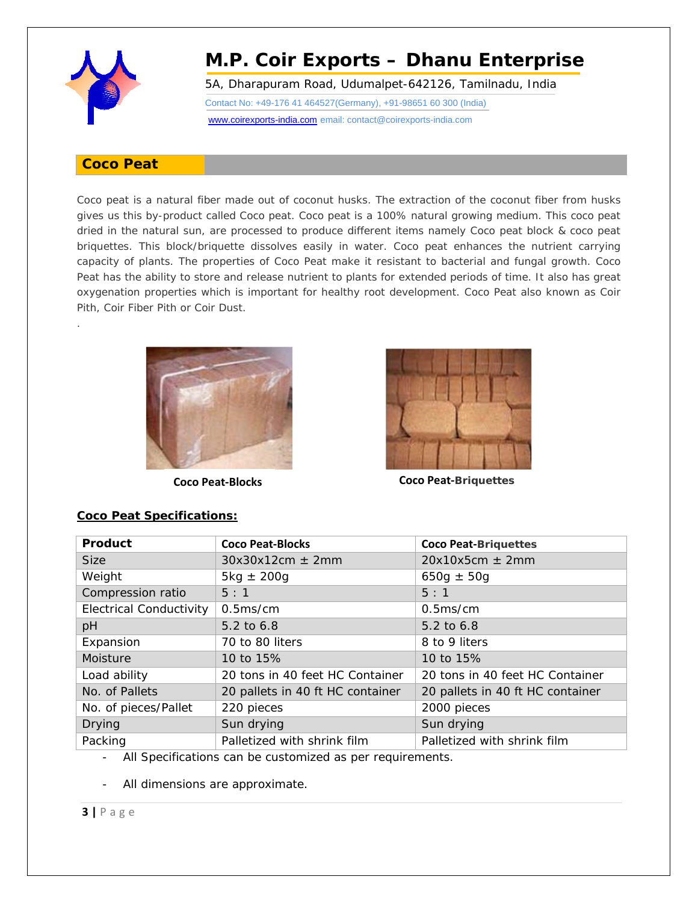# M.P. Coir Exports – Dhanu Enterprise

5A, Dharapuram Road, Udumalpet-642126, Tamilnadu, India

Contact No: +49-176 41 464527(Germany), +91-98651 60 300 (India)

www.coirexports-india.com email: contact@coirexports-india.com

## Coco Peat

Coco peat is a natural fiber made out of coconut husks. The extraction of the coconut fiber from husks gives us this by-product called Coco peat. Coco peat is a 100% natural growing medium. This coco peat dried in the natural sun, are processed to produce different items namely Coco peat block & coco peat briquettes. This block/briquette dissolves easily in water. Coco peat enhances the nutrient carrying capacity of plants. The properties of Coco Peat make it resistant to bacterial and fungal growth. Coco Peat has the ability to store and release nutrient to plants for extended periods of time. It also has great oxygenation properties which is important for healthy root development. Coco Peat also known as Coir Pith, Coir Fiber Pith or Coir Dust.

.

Coco Peat-Blocks

Coco Peat-Briquettes

### Coco Peat Specifications:

| Product | Coco Peat-Blocks | Coco Peat-Briquettes |
|---|---|---|
| Size | 30x30x12cm ± 2mm | 20x10x5cm ± 2mm |
| Weight | 5kg ± 200g | 650g ± 50g |
| Compression ratio | 5 : 1 | 5 : 1 |
| Electrical Conductivity | 0.5ms/cm | 0.5ms/cm |
| pH | 5.2 to 6.8 | 5.2 to 6.8 |
| Expansion | 70 to 80 liters | 8 to 9 liters |
| Moisture | 10 to 15% | 10 to 15% |
| Load ability | 20 tons in 40 feet HC Container | 20 tons in 40 feet HC Container |
| No. of Pallets | 20 pallets in 40 ft HC container | 20 pallets in 40 ft HC container |
| No. of pieces/Pallet | 220 pieces | 2000 pieces |
| Drying | Sun drying | Sun drying |
| Packing | Palletized with shrink film | Palletized with shrink film |

- All Specifications can be customized as per requirements.
- All dimensions are approximate.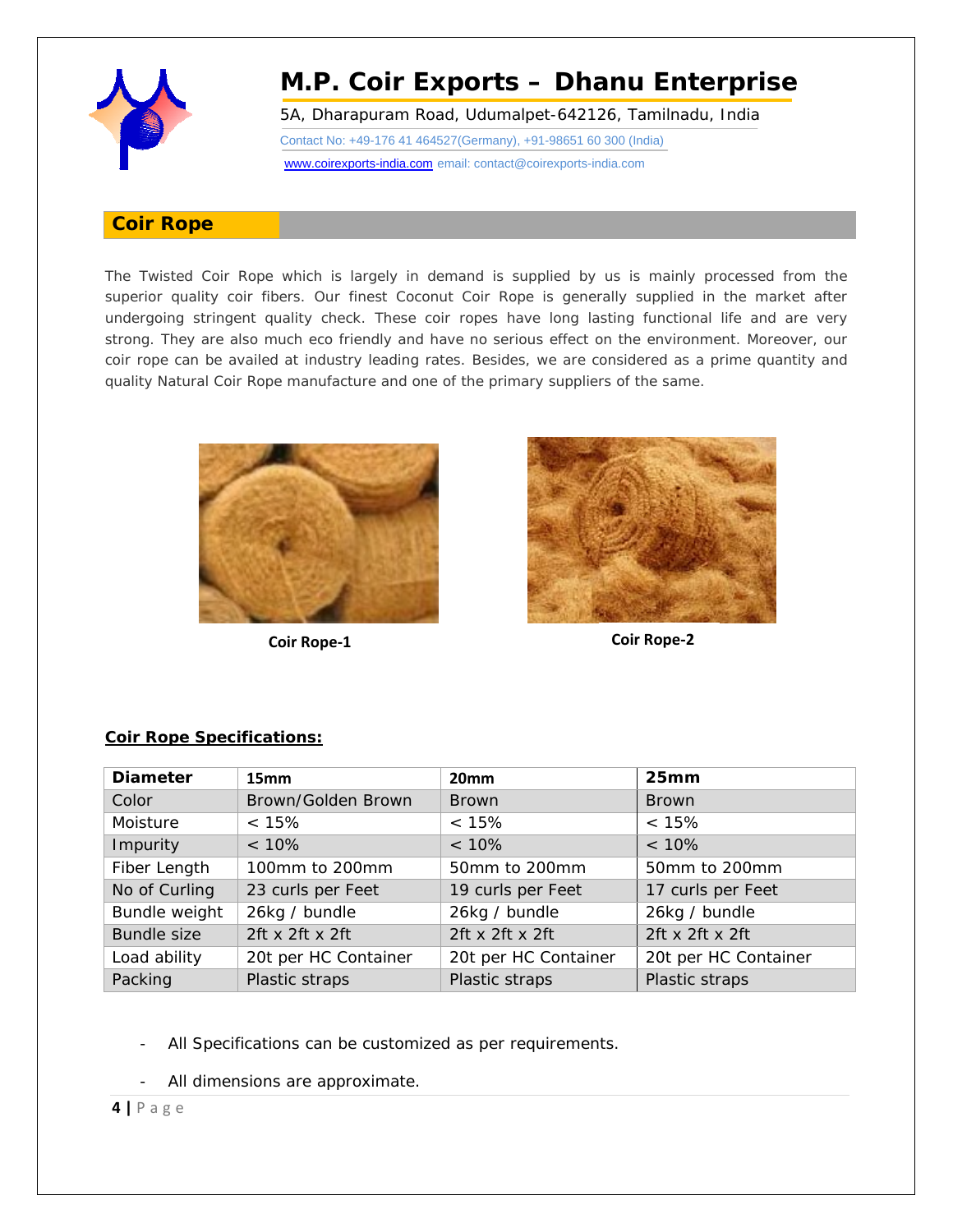# M.P. Coir Exports – Dhanu Enterprise

5A, Dharapuram Road, Udumalpet-642126, Tamilnadu, India

Contact No: +49-176 41 464527(Germany), +91-98651 60 300 (India)

www.coirexports-india.com email: contact@coirexports-india.com

## Coir Rope

The Twisted Coir Rope which is largely in demand is supplied by us is mainly processed from the superior quality coir fibers. Our finest Coconut Coir Rope is generally supplied in the market after undergoing stringent quality check. These coir ropes have long lasting functional life and are very strong. They are also much eco friendly and have no serious effect on the environment. Moreover, our coir rope can be availed at industry leading rates. Besides, we are considered as a prime quantity and quality Natural Coir Rope manufacture and one of the primary suppliers of the same.

**Coir Rope-1**

**Coir Rope-2**

**Coir Rope Specifications:**

| Diameter | 15mm | 20mm | 25mm |
|---|---|---|---|
| Color | Brown/Golden Brown | Brown | Brown |
| Moisture | < 15% | < 15% | < 15% |
| Impurity | < 10% | < 10% | < 10% |
| Fiber Length | 100mm to 200mm | 50mm to 200mm | 50mm to 200mm |
| No of Curling | 23 curls per Feet | 19 curls per Feet | 17 curls per Feet |
| Bundle weight | 26kg / bundle | 26kg / bundle | 26kg / bundle |
| Bundle size | 2ft x 2ft x 2ft | 2ft x 2ft x 2ft | 2ft x 2ft x 2ft |
| Load ability | 20t per HC Container | 20t per HC Container | 20t per HC Container |
| Packing | Plastic straps | Plastic straps | Plastic straps |

- All Specifications can be customized as per requirements.
- All dimensions are approximate.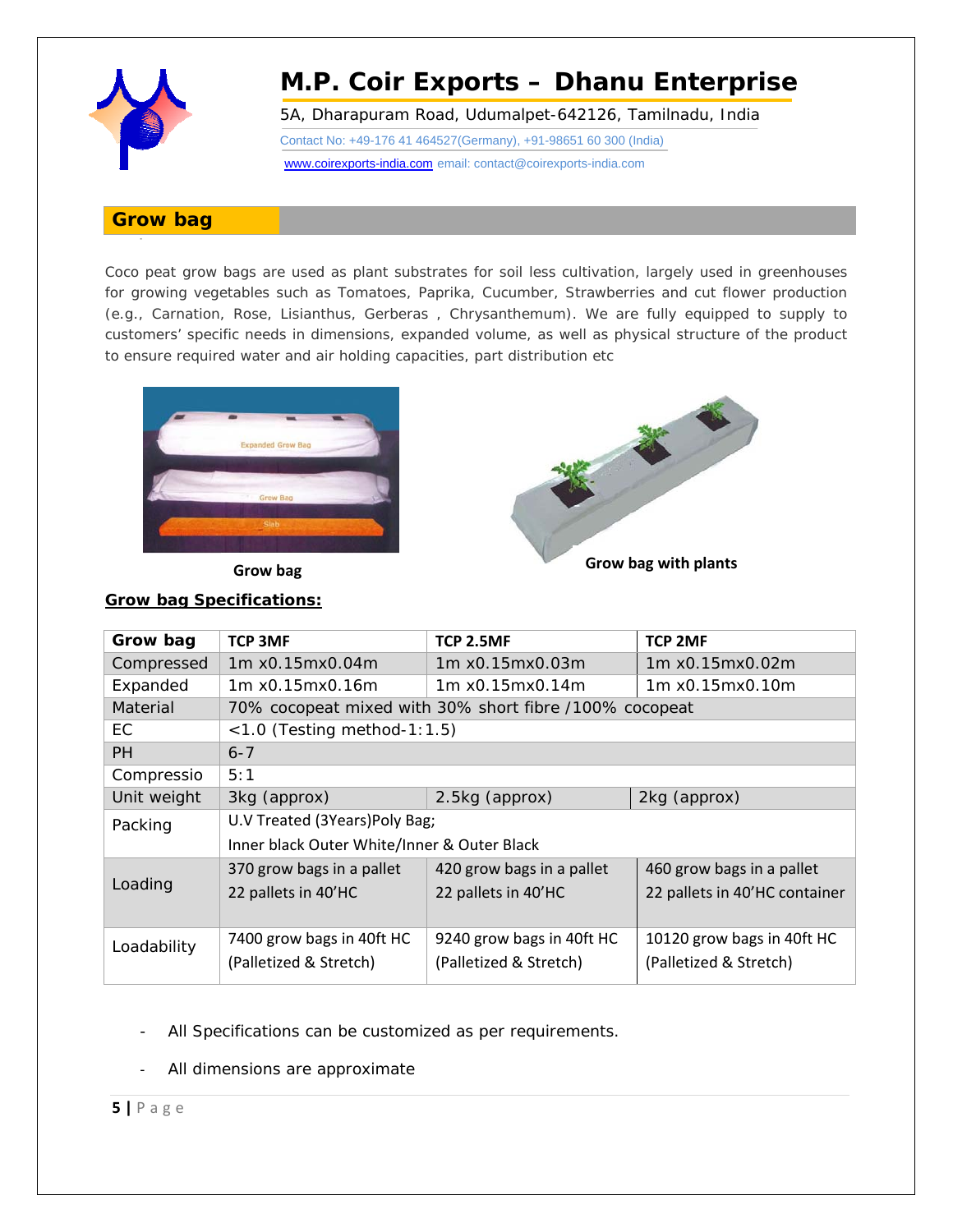# M.P. Coir Exports – Dhanu Enterprise

5A, Dharapuram Road, Udumalpet-642126, Tamilnadu, India

Contact No: +49-176 41 464527(Germany), +91-98651 60 300 (India)

www.coirexports-india.com email: contact@coirexports-india.com

## Grow bag

Coco peat grow bags are used as plant substrates for soil less cultivation, largely used in greenhouses for growing vegetables such as Tomatoes, Paprika, Cucumber, Strawberries and cut flower production (e.g., Carnation, Rose, Lisianthus, Gerberas , Chrysanthemum). We are fully equipped to supply to customers' specific needs in dimensions, expanded volume, as well as physical structure of the product to ensure required water and air holding capacities, part distribution etc

Grow bag

Grow bag with plants

**Grow bag Specifications:**

| Grow bag | TCP 3MF | TCP 2.5MF | TCP 2MF |
|---|---|---|---|
| Compressed | 1m x0.15mx0.04m | 1m x0.15mx0.03m | 1m x0.15mx0.02m |
| Expanded | 1m x0.15mx0.16m | 1m x0.15mx0.14m | 1m x0.15mx0.10m |
| Material | 70% cocopeat mixed with 30% short fibre /100% cocopeat | | |
| EC | <1.0 (Testing method-1:1.5) | | |
| PH | 6-7 | | |
| Compressio | 5:1 | | |
| Unit weight | 3kg (approx) | 2.5kg (approx) | 2kg (approx) |
| Packing | U.V Treated (3Years)Poly Bag; Inner black Outer White/Inner & Outer Black | | |
| Loading | 370 grow bags in a pallet 22 pallets in 40'HC | 420 grow bags in a pallet 22 pallets in 40'HC | 460 grow bags in a pallet 22 pallets in 40'HC container |
| Loadability | 7400 grow bags in 40ft HC (Palletized & Stretch) | 9240 grow bags in 40ft HC (Palletized & Stretch) | 10120 grow bags in 40ft HC (Palletized & Stretch) |

- All Specifications can be customized as per requirements.
- All dimensions are approximate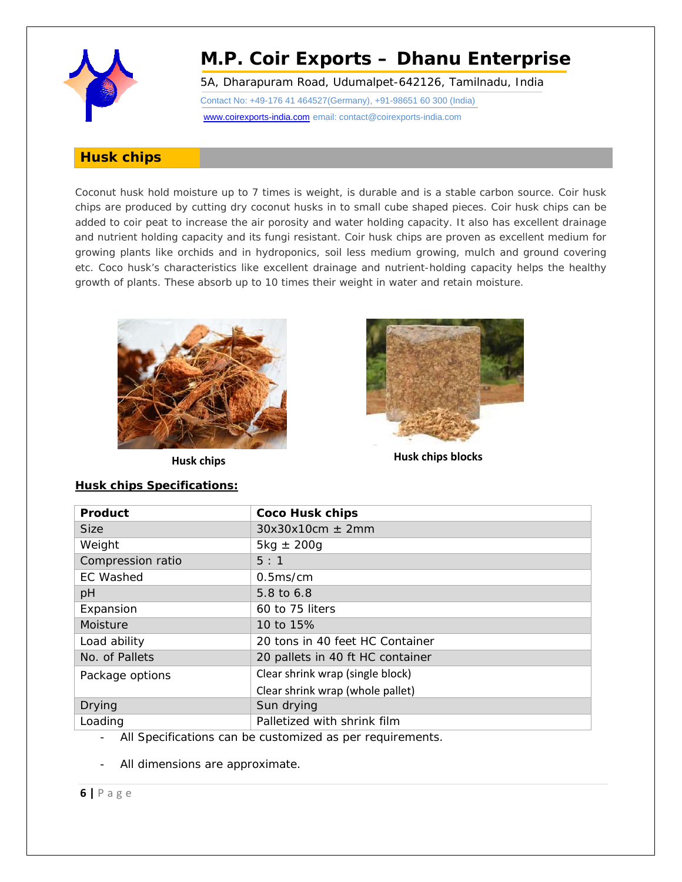# M.P. Coir Exports – Dhanu Enterprise

5A, Dharapuram Road, Udumalpet-642126, Tamilnadu, India

Contact No: +49-176 41 464527(Germany), +91-98651 60 300 (India)

www.coirexports-india.com email: contact@coirexports-india.com

## Husk chips

Coconut husk hold moisture up to 7 times is weight, is durable and is a stable carbon source. Coir husk chips are produced by cutting dry coconut husks in to small cube shaped pieces. Coir husk chips can be added to coir peat to increase the air porosity and water holding capacity. It also has excellent drainage and nutrient holding capacity and its fungi resistant. Coir husk chips are proven as excellent medium for growing plants like orchids and in hydroponics, soil less medium growing, mulch and ground covering etc. Coco husk's characteristics like excellent drainage and nutrient-holding capacity helps the healthy growth of plants. These absorb up to 10 times their weight in water and retain moisture.

**Husk chips**

**Husk chips blocks**

**Husk chips Specifications:**

| Product | Coco Husk chips |
|---|---|
| Size | 30x30x10cm ± 2mm |
| Weight | 5kg ± 200g |
| Compression ratio | 5 : 1 |
| EC Washed | 0.5ms/cm |
| pH | 5.8 to 6.8 |
| Expansion | 60 to 75 liters |
| Moisture | 10 to 15% |
| Load ability | 20 tons in 40 feet HC Container |
| No. of Pallets | 20 pallets in 40 ft HC container |
| Package options | Clear shrink wrap (single block)<br>Clear shrink wrap (whole pallet) |
| Drying | Sun drying |
| Loading | Palletized with shrink film |

- All Specifications can be customized as per requirements.
- All dimensions are approximate.